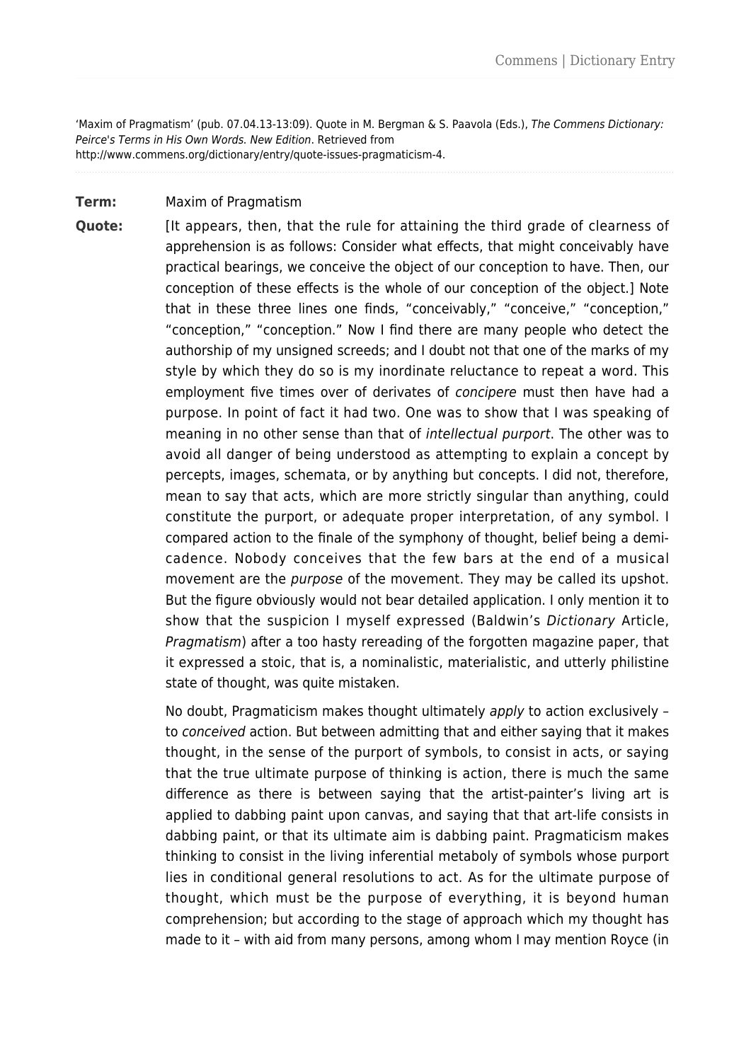'Maxim of Pragmatism' (pub. 07.04.13-13:09). Quote in M. Bergman & S. Paavola (Eds.), *The Commens Dictionary: Peirce's Terms in His Own Words. New Edition*. Retrieved from http://www.commens.org/dictionary/entry/quote-issues-pragmaticism-4.

**Term:** Maxim of Pragmatism

**Quote:** [It appears, then, that the rule for attaining the third grade of clearness of apprehension is as follows: Consider what effects, that might conceivably have practical bearings, we conceive the object of our conception to have. Then, our conception of these effects is the whole of our conception of the object.] Note that in these three lines one finds, "conceivably," "conceive," "conception," "conception," "conception." Now I find there are many people who detect the authorship of my unsigned screeds; and I doubt not that one of the marks of my style by which they do so is my inordinate reluctance to repeat a word. This employment five times over of derivates of *concipere* must then have had a purpose. In point of fact it had two. One was to show that I was speaking of meaning in no other sense than that of *intellectual purport*. The other was to avoid all danger of being understood as attempting to explain a concept by percepts, images, schemata, or by anything but concepts. I did not, therefore, mean to say that acts, which are more strictly singular than anything, could constitute the purport, or adequate proper interpretation, of any symbol. I compared action to the finale of the symphony of thought, belief being a demi-cadence. Nobody conceives that the few bars at the end of a musical movement are the *purpose* of the movement. They may be called its upshot. But the figure obviously would not bear detailed application. I only mention it to show that the suspicion I myself expressed (Baldwin's *Dictionary* Article, *Pragmatism*) after a too hasty rereading of the forgotten magazine paper, that it expressed a stoic, that is, a nominalistic, materialistic, and utterly philistine state of thought, was quite mistaken.

No doubt, Pragmaticism makes thought ultimately *apply* to action exclusively – to *conceived* action. But between admitting that and either saying that it makes thought, in the sense of the purport of symbols, to consist in acts, or saying that the true ultimate purpose of thinking is action, there is much the same difference as there is between saying that the artist-painter's living art is applied to dabbing paint upon canvas, and saying that that art-life consists in dabbing paint, or that its ultimate aim is dabbing paint. Pragmaticism makes thinking to consist in the living inferential metaboly of symbols whose purport lies in conditional general resolutions to act. As for the ultimate purpose of thought, which must be the purpose of everything, it is beyond human comprehension; but according to the stage of approach which my thought has made to it – with aid from many persons, among whom I may mention Royce (in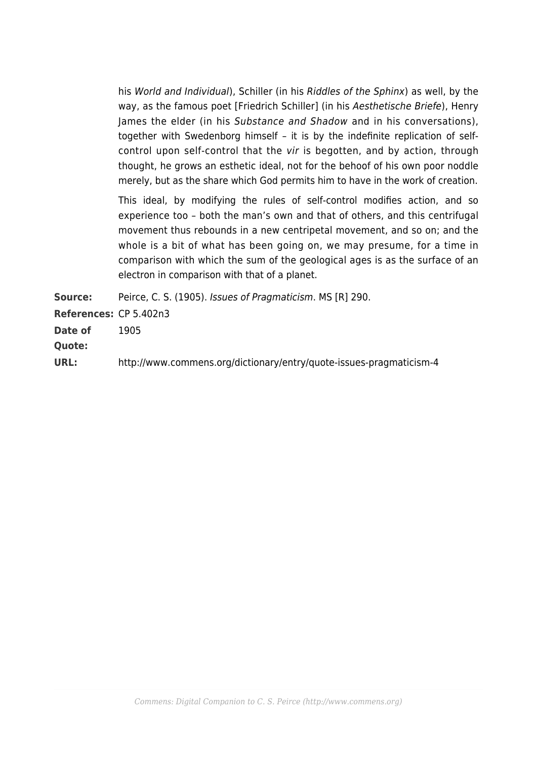his *World and Individual*), Schiller (in his *Riddles of the Sphinx*) as well, by the way, as the famous poet [Friedrich Schiller] (in his *Aesthetische Briefe*), Henry James the elder (in his *Substance and Shadow* and in his conversations), together with Swedenborg himself – it is by the indefinite replication of self-control upon self-control that the *vir* is begotten, and by action, through thought, he grows an esthetic ideal, not for the behoof of his own poor noddle merely, but as the share which God permits him to have in the work of creation.

This ideal, by modifying the rules of self-control modifies action, and so experience too – both the man's own and that of others, and this centrifugal movement thus rebounds in a new centripetal movement, and so on; and the whole is a bit of what has been going on, we may presume, for a time in comparison with which the sum of the geological ages is as the surface of an electron in comparison with that of a planet.

**Source:** Peirce, C. S. (1905). *Issues of Pragmaticism*. MS [R] 290.

**References:** CP 5.402n3

**Date of Quote:** 1905

**URL:** http://www.commens.org/dictionary/entry/quote-issues-pragmaticism-4